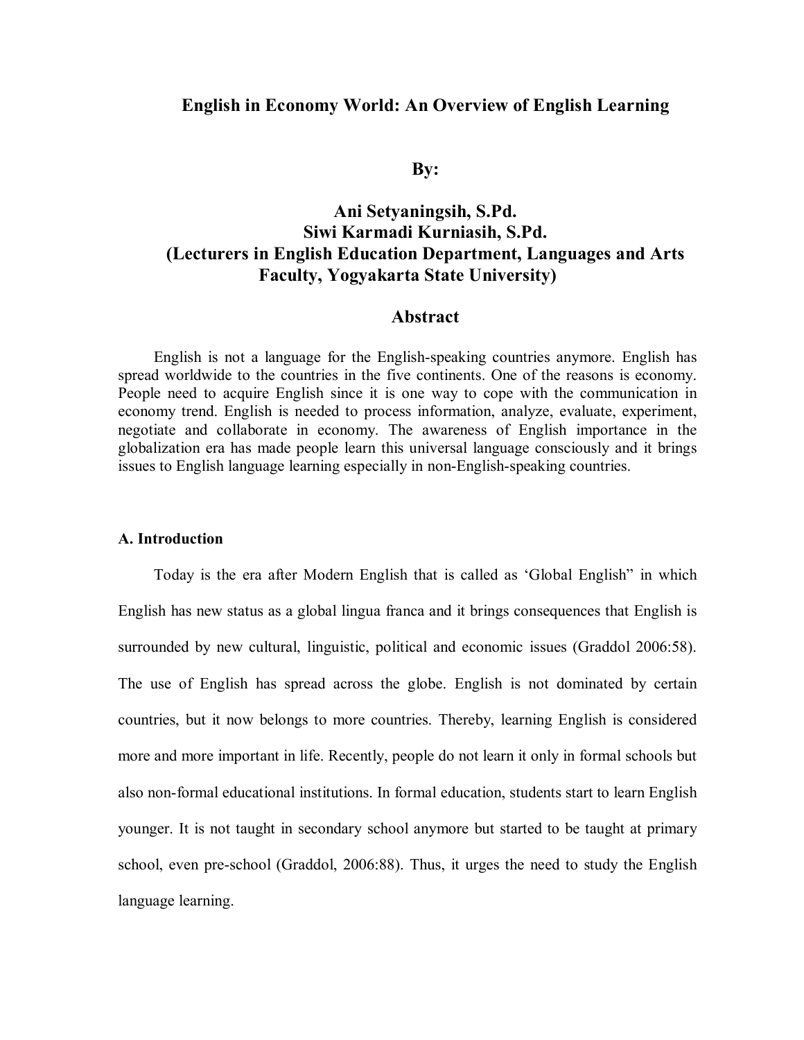# English in Economy World: An Overview of English Learning

**By:**

**Ani Setyaningsih, S.Pd.**
**Siwi Karmadi Kurniasih, S.Pd.**
**(Lecturers in English Education Department, Languages and Arts Faculty, Yogyakarta State University)**

## Abstract

English is not a language for the English-speaking countries anymore. English has spread worldwide to the countries in the five continents. One of the reasons is economy. People need to acquire English since it is one way to cope with the communication in economy trend. English is needed to process information, analyze, evaluate, experiment, negotiate and collaborate in economy. The awareness of English importance in the globalization era has made people learn this universal language consciously and it brings issues to English language learning especially in non-English-speaking countries.

### A. Introduction

Today is the era after Modern English that is called as 'Global English" in which English has new status as a global lingua franca and it brings consequences that English is surrounded by new cultural, linguistic, political and economic issues (Graddol 2006:58). The use of English has spread across the globe. English is not dominated by certain countries, but it now belongs to more countries. Thereby, learning English is considered more and more important in life. Recently, people do not learn it only in formal schools but also non-formal educational institutions. In formal education, students start to learn English younger. It is not taught in secondary school anymore but started to be taught at primary school, even pre-school (Graddol, 2006:88). Thus, it urges the need to study the English language learning.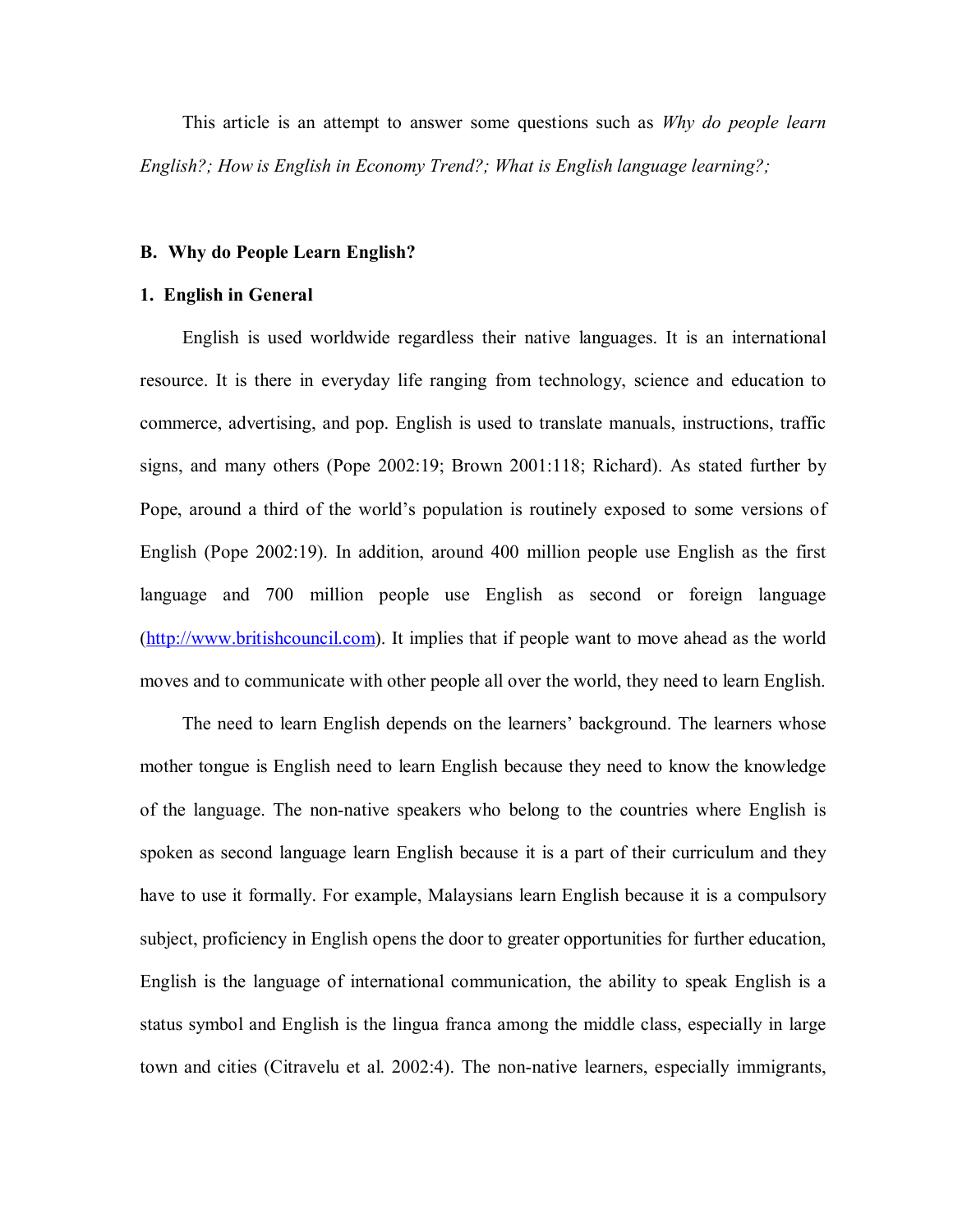This article is an attempt to answer some questions such as *Why do people learn English?; How is English in Economy Trend?; What is English language learning?;*

## B. Why do People Learn English?

### 1. English in General

English is used worldwide regardless their native languages. It is an international resource. It is there in everyday life ranging from technology, science and education to commerce, advertising, and pop. English is used to translate manuals, instructions, traffic signs, and many others (Pope 2002:19; Brown 2001:118; Richard). As stated further by Pope, around a third of the world's population is routinely exposed to some versions of English (Pope 2002:19). In addition, around 400 million people use English as the first language and 700 million people use English as second or foreign language (http://www.britishcouncil.com). It implies that if people want to move ahead as the world moves and to communicate with other people all over the world, they need to learn English.

The need to learn English depends on the learners' background. The learners whose mother tongue is English need to learn English because they need to know the knowledge of the language. The non-native speakers who belong to the countries where English is spoken as second language learn English because it is a part of their curriculum and they have to use it formally. For example, Malaysians learn English because it is a compulsory subject, proficiency in English opens the door to greater opportunities for further education, English is the language of international communication, the ability to speak English is a status symbol and English is the lingua franca among the middle class, especially in large town and cities (Citravelu et al. 2002:4). The non-native learners, especially immigrants,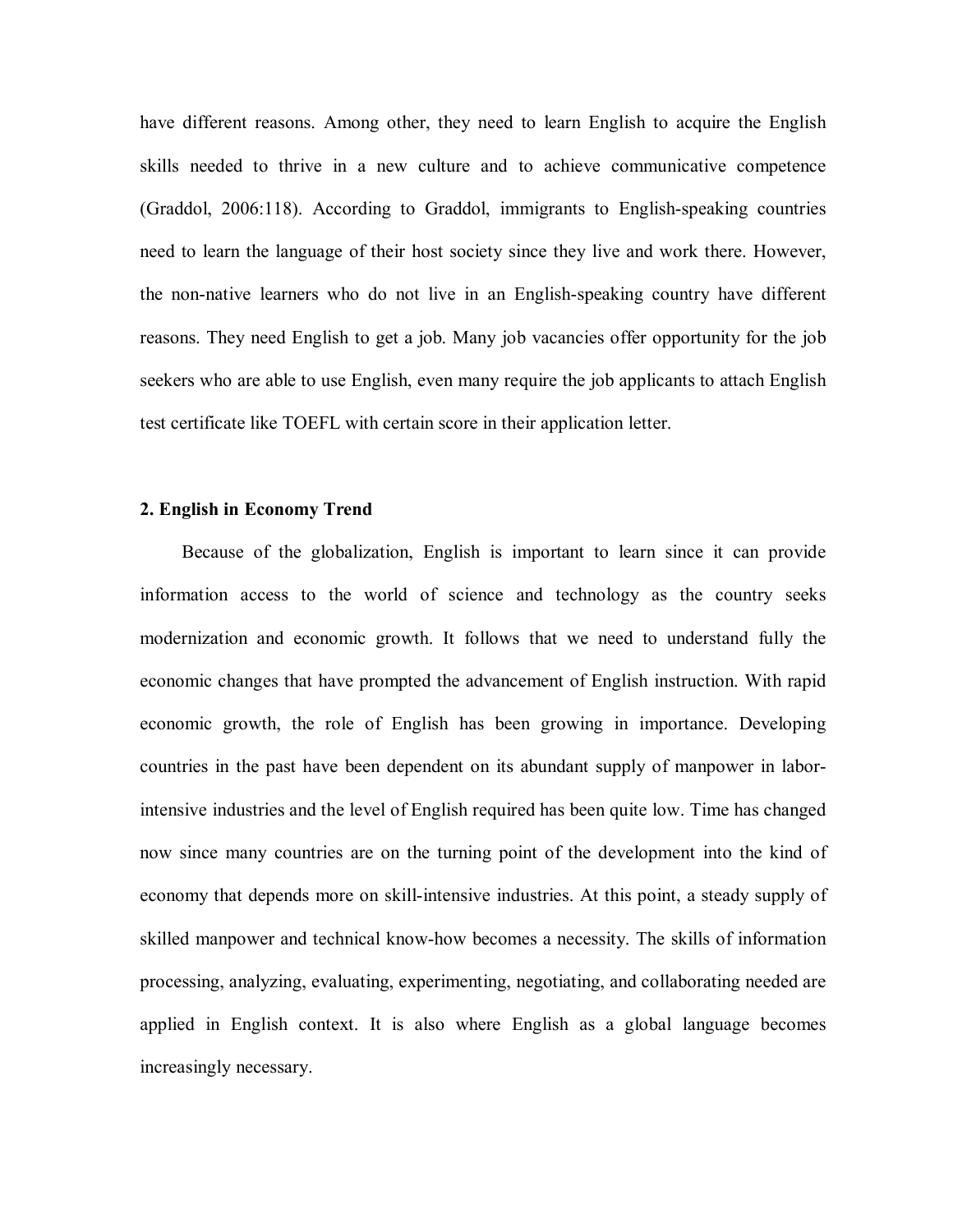have different reasons. Among other, they need to learn English to acquire the English skills needed to thrive in a new culture and to achieve communicative competence (Graddol, 2006:118). According to Graddol, immigrants to English-speaking countries need to learn the language of their host society since they live and work there. However, the non-native learners who do not live in an English-speaking country have different reasons. They need English to get a job. Many job vacancies offer opportunity for the job seekers who are able to use English, even many require the job applicants to attach English test certificate like TOEFL with certain score in their application letter.

**2. English in Economy Trend**

Because of the globalization, English is important to learn since it can provide information access to the world of science and technology as the country seeks modernization and economic growth. It follows that we need to understand fully the economic changes that have prompted the advancement of English instruction. With rapid economic growth, the role of English has been growing in importance. Developing countries in the past have been dependent on its abundant supply of manpower in labor-intensive industries and the level of English required has been quite low. Time has changed now since many countries are on the turning point of the development into the kind of economy that depends more on skill-intensive industries. At this point, a steady supply of skilled manpower and technical know-how becomes a necessity. The skills of information processing, analyzing, evaluating, experimenting, negotiating, and collaborating needed are applied in English context. It is also where English as a global language becomes increasingly necessary.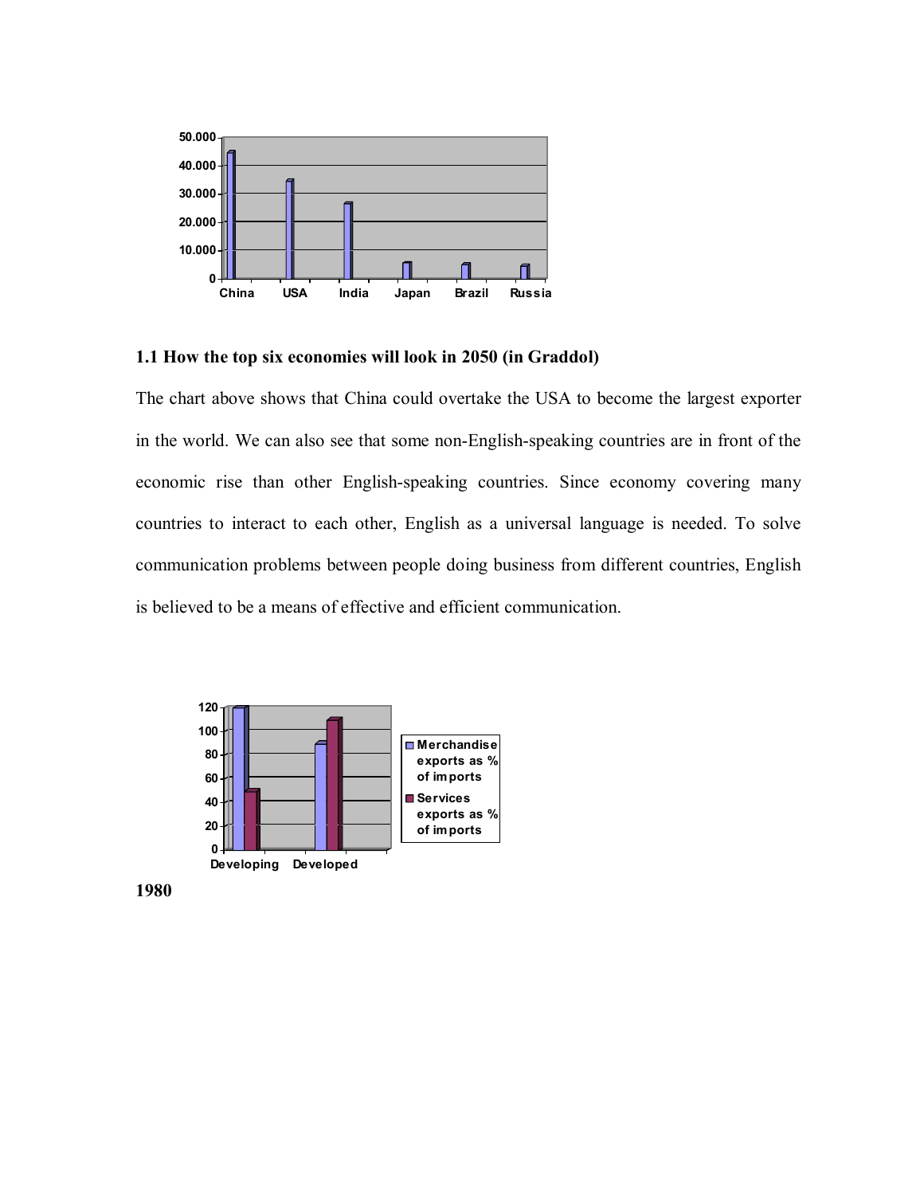### 1.1 How the top six economies will look in 2050 (in Graddol)

The chart above shows that China could overtake the USA to become the largest exporter in the world. We can also see that some non-English-speaking countries are in front of the economic rise than other English-speaking countries. Since economy covering many countries to interact to each other, English as a universal language is needed. To solve communication problems between people doing business from different countries, English is believed to be a means of effective and efficient communication.

**1980**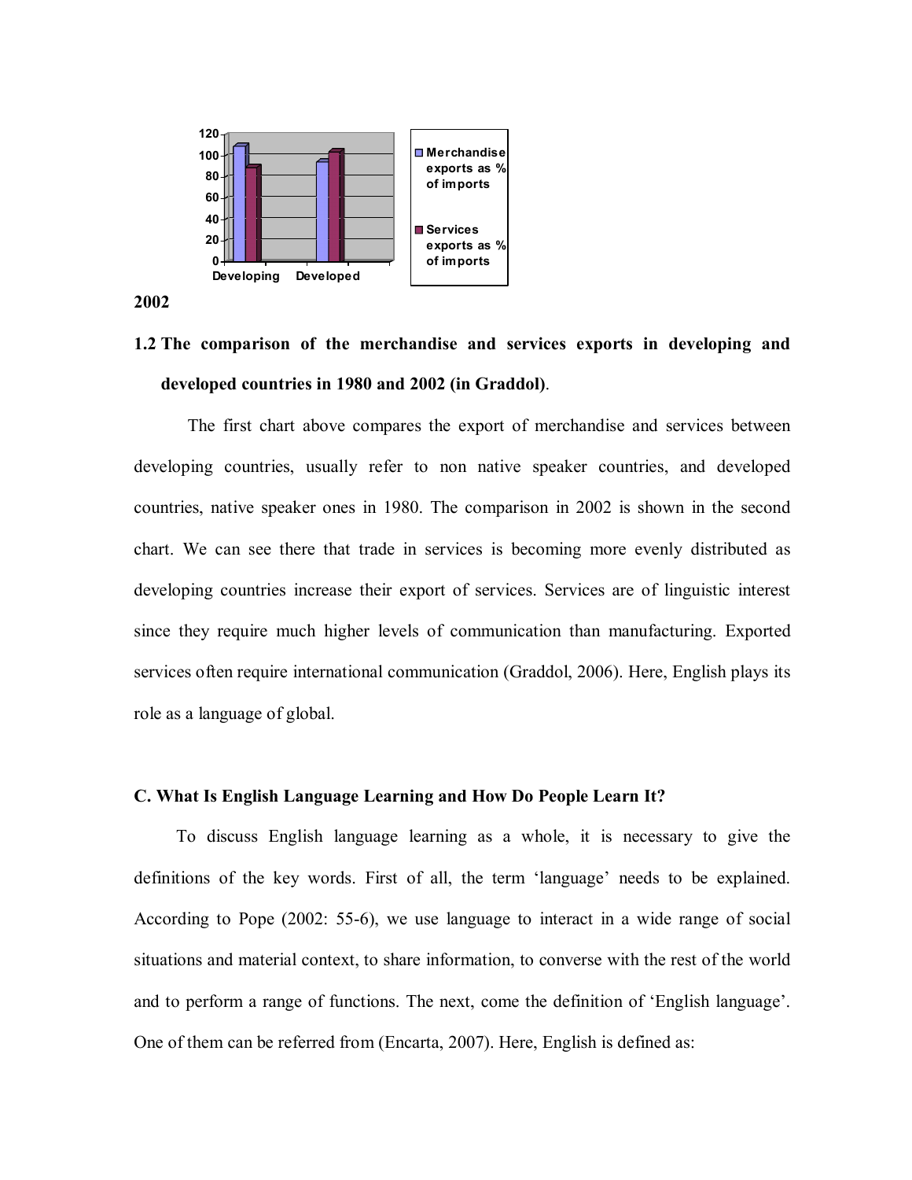2002

**1.2 The comparison of the merchandise and services exports in developing and developed countries in 1980 and 2002 (in Graddol)**.

The first chart above compares the export of merchandise and services between developing countries, usually refer to non native speaker countries, and developed countries, native speaker ones in 1980. The comparison in 2002 is shown in the second chart. We can see there that trade in services is becoming more evenly distributed as developing countries increase their export of services. Services are of linguistic interest since they require much higher levels of communication than manufacturing. Exported services often require international communication (Graddol, 2006). Here, English plays its role as a language of global.

### C. What Is English Language Learning and How Do People Learn It?

To discuss English language learning as a whole, it is necessary to give the definitions of the key words. First of all, the term 'language' needs to be explained. According to Pope (2002: 55-6), we use language to interact in a wide range of social situations and material context, to share information, to converse with the rest of the world and to perform a range of functions. The next, come the definition of 'English language'. One of them can be referred from (Encarta, 2007). Here, English is defined as: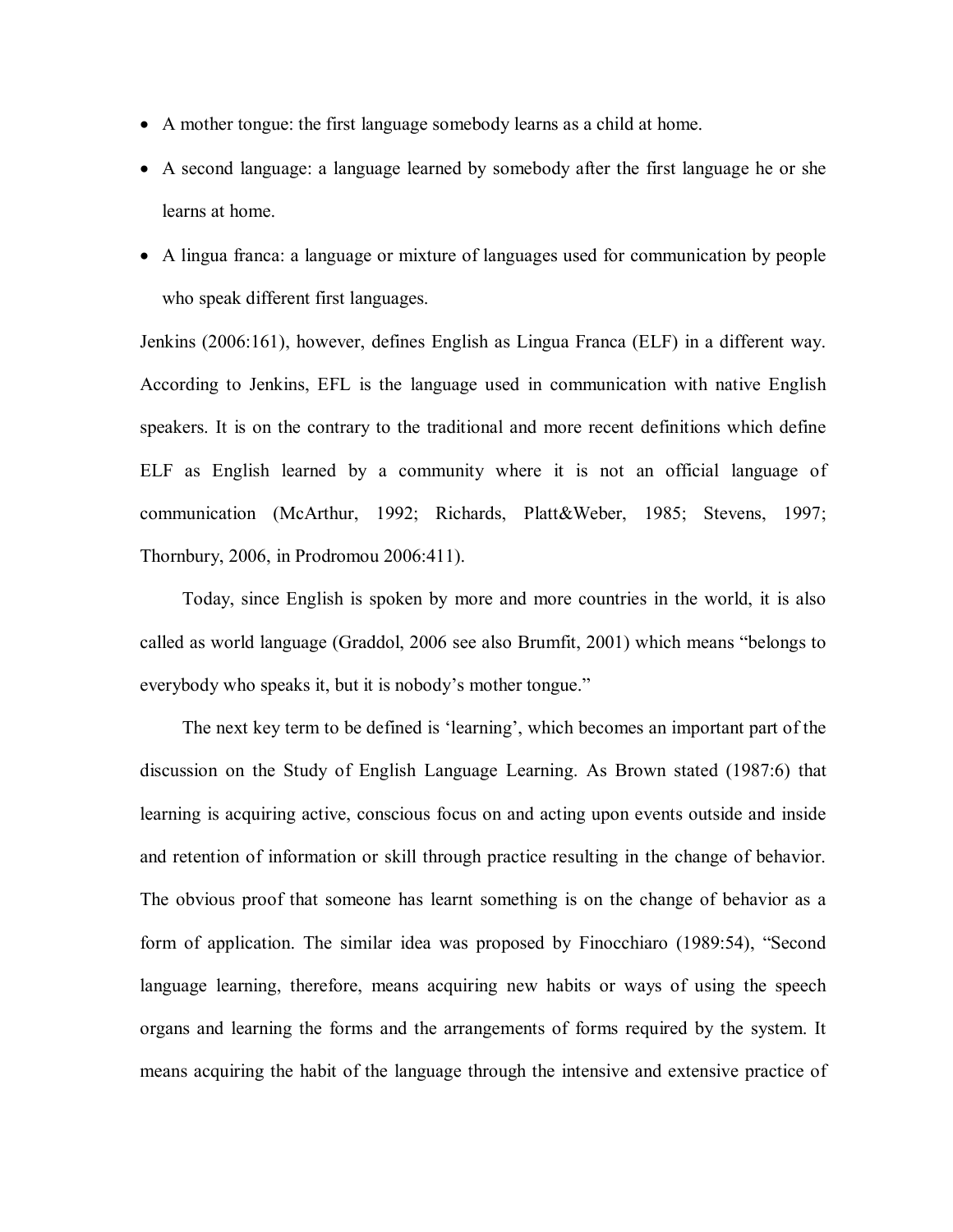- A mother tongue: the first language somebody learns as a child at home.
- A second language: a language learned by somebody after the first language he or she learns at home.
- A lingua franca: a language or mixture of languages used for communication by people who speak different first languages.

Jenkins (2006:161), however, defines English as Lingua Franca (ELF) in a different way. According to Jenkins, EFL is the language used in communication with native English speakers. It is on the contrary to the traditional and more recent definitions which define ELF as English learned by a community where it is not an official language of communication (McArthur, 1992; Richards, Platt&Weber, 1985; Stevens, 1997; Thornbury, 2006, in Prodromou 2006:411).

Today, since English is spoken by more and more countries in the world, it is also called as world language (Graddol, 2006 see also Brumfit, 2001) which means "belongs to everybody who speaks it, but it is nobody's mother tongue."

The next key term to be defined is 'learning', which becomes an important part of the discussion on the Study of English Language Learning. As Brown stated (1987:6) that learning is acquiring active, conscious focus on and acting upon events outside and inside and retention of information or skill through practice resulting in the change of behavior. The obvious proof that someone has learnt something is on the change of behavior as a form of application. The similar idea was proposed by Finocchiaro (1989:54), "Second language learning, therefore, means acquiring new habits or ways of using the speech organs and learning the forms and the arrangements of forms required by the system. It means acquiring the habit of the language through the intensive and extensive practice of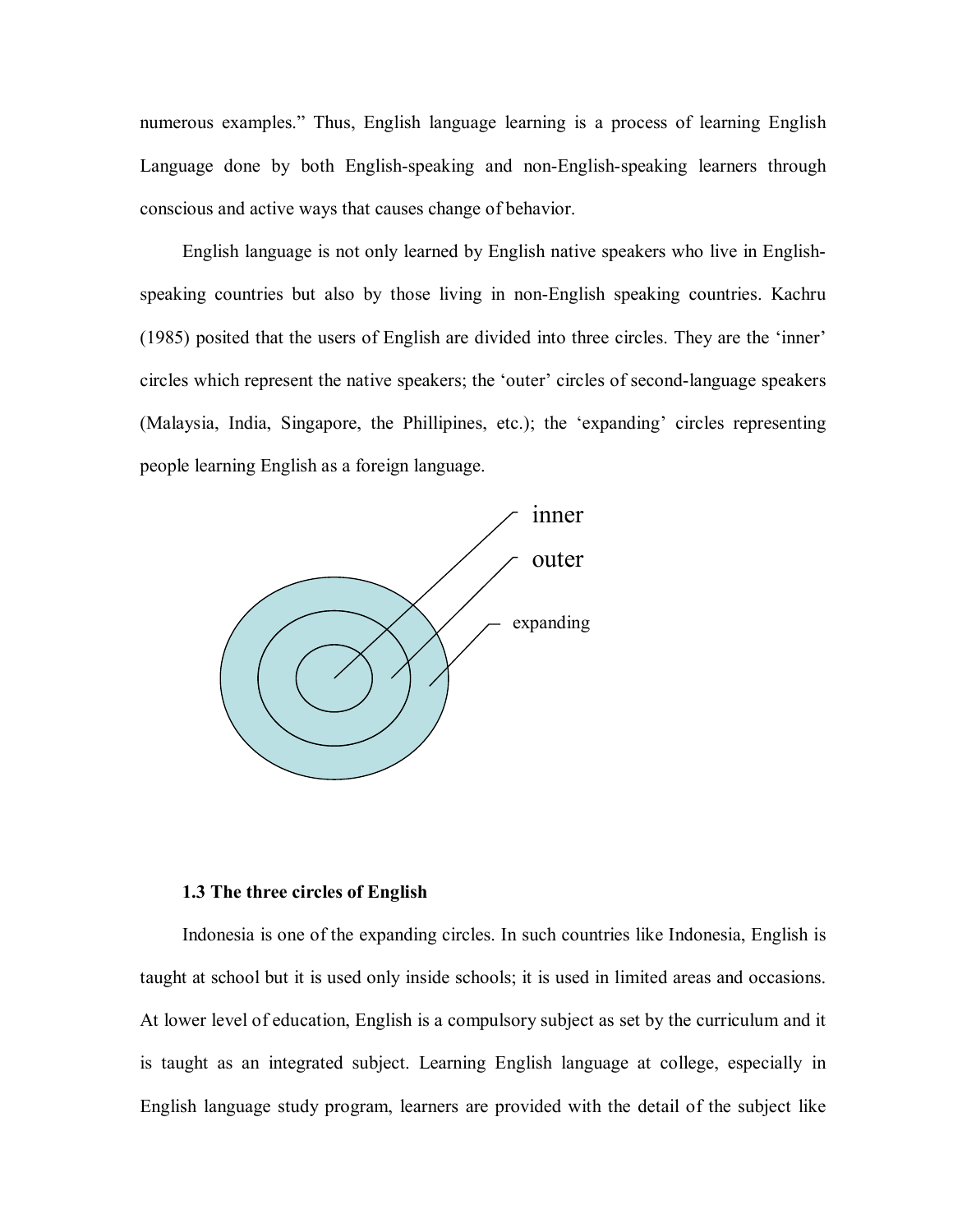numerous examples." Thus, English language learning is a process of learning English Language done by both English-speaking and non-English-speaking learners through conscious and active ways that causes change of behavior.

English language is not only learned by English native speakers who live in English-speaking countries but also by those living in non-English speaking countries. Kachru (1985) posited that the users of English are divided into three circles. They are the 'inner' circles which represent the native speakers; the 'outer' circles of second-language speakers (Malaysia, India, Singapore, the Phillipines, etc.); the 'expanding' circles representing people learning English as a foreign language.

inner

outer

expanding

**1.3 The three circles of English**

Indonesia is one of the expanding circles. In such countries like Indonesia, English is taught at school but it is used only inside schools; it is used in limited areas and occasions. At lower level of education, English is a compulsory subject as set by the curriculum and it is taught as an integrated subject. Learning English language at college, especially in English language study program, learners are provided with the detail of the subject like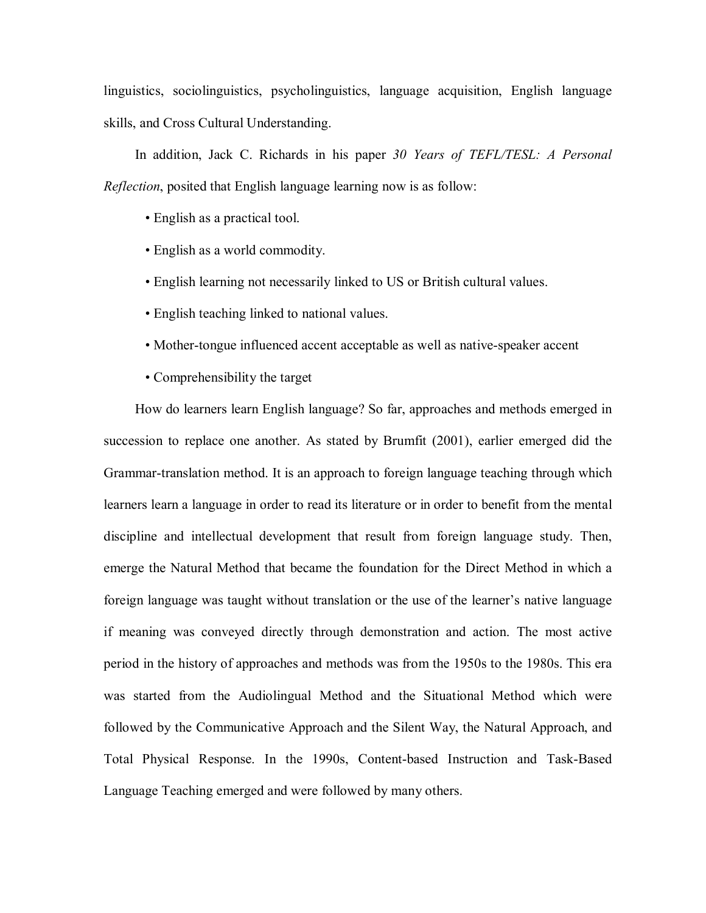linguistics, sociolinguistics, psycholinguistics, language acquisition, English language skills, and Cross Cultural Understanding.

In addition, Jack C. Richards in his paper *30 Years of TEFL/TESL: A Personal Reflection*, posited that English language learning now is as follow:

- English as a practical tool.
- English as a world commodity.
- English learning not necessarily linked to US or British cultural values.
- English teaching linked to national values.
- Mother-tongue influenced accent acceptable as well as native-speaker accent
- Comprehensibility the target

How do learners learn English language? So far, approaches and methods emerged in succession to replace one another. As stated by Brumfit (2001), earlier emerged did the Grammar-translation method. It is an approach to foreign language teaching through which learners learn a language in order to read its literature or in order to benefit from the mental discipline and intellectual development that result from foreign language study. Then, emerge the Natural Method that became the foundation for the Direct Method in which a foreign language was taught without translation or the use of the learner's native language if meaning was conveyed directly through demonstration and action. The most active period in the history of approaches and methods was from the 1950s to the 1980s. This era was started from the Audiolingual Method and the Situational Method which were followed by the Communicative Approach and the Silent Way, the Natural Approach, and Total Physical Response. In the 1990s, Content-based Instruction and Task-Based Language Teaching emerged and were followed by many others.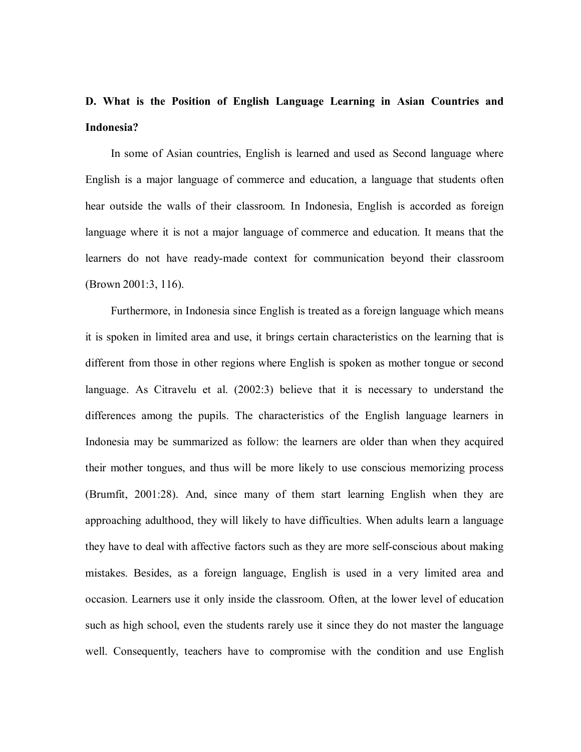**D. What is the Position of English Language Learning in Asian Countries and Indonesia?**

In some of Asian countries, English is learned and used as Second language where English is a major language of commerce and education, a language that students often hear outside the walls of their classroom. In Indonesia, English is accorded as foreign language where it is not a major language of commerce and education. It means that the learners do not have ready-made context for communication beyond their classroom (Brown 2001:3, 116).

Furthermore, in Indonesia since English is treated as a foreign language which means it is spoken in limited area and use, it brings certain characteristics on the learning that is different from those in other regions where English is spoken as mother tongue or second language. As Citravelu et al. (2002:3) believe that it is necessary to understand the differences among the pupils. The characteristics of the English language learners in Indonesia may be summarized as follow: the learners are older than when they acquired their mother tongues, and thus will be more likely to use conscious memorizing process (Brumfit, 2001:28). And, since many of them start learning English when they are approaching adulthood, they will likely to have difficulties. When adults learn a language they have to deal with affective factors such as they are more self-conscious about making mistakes. Besides, as a foreign language, English is used in a very limited area and occasion. Learners use it only inside the classroom. Often, at the lower level of education such as high school, even the students rarely use it since they do not master the language well. Consequently, teachers have to compromise with the condition and use English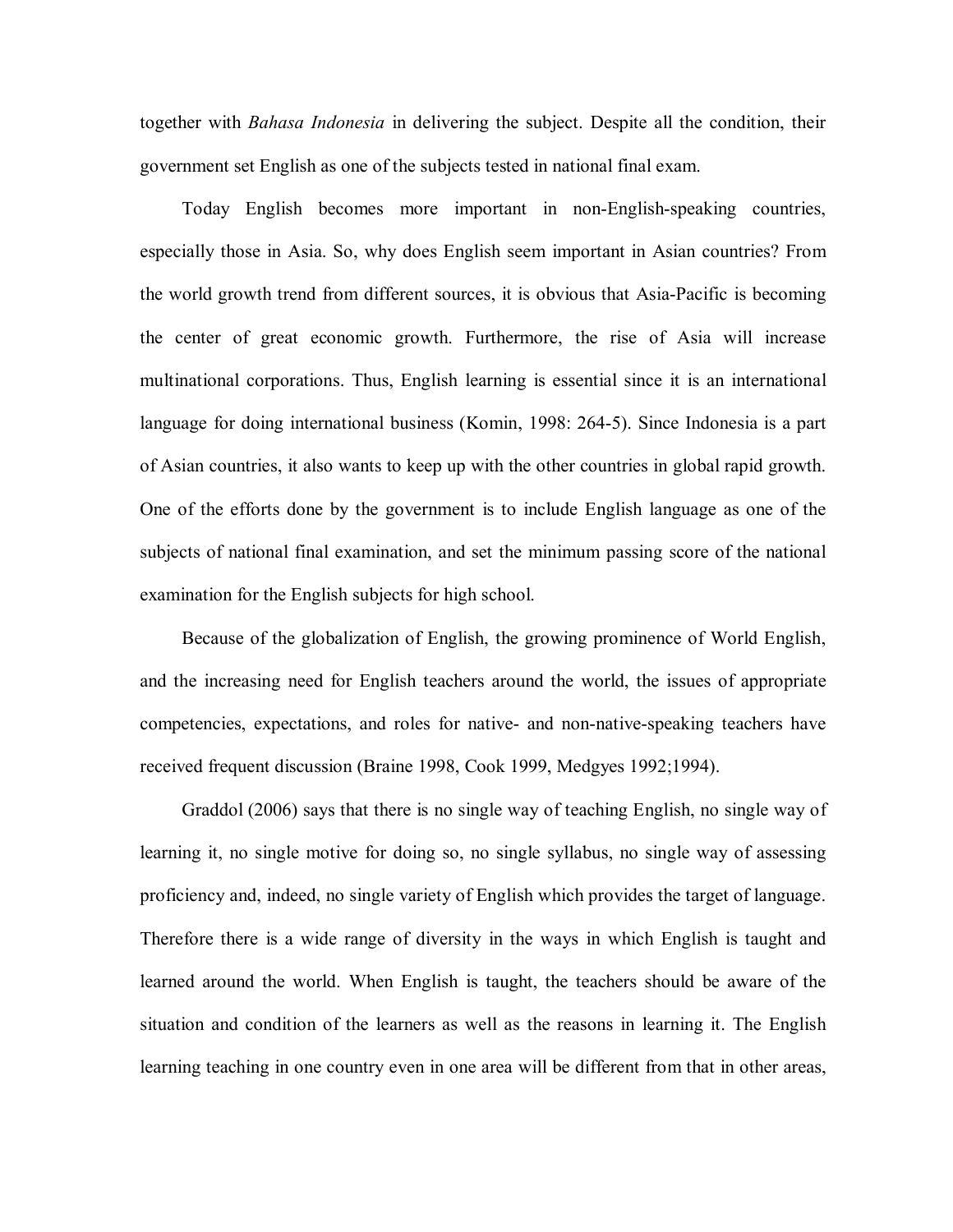together with *Bahasa Indonesia* in delivering the subject. Despite all the condition, their government set English as one of the subjects tested in national final exam.

Today English becomes more important in non-English-speaking countries, especially those in Asia. So, why does English seem important in Asian countries? From the world growth trend from different sources, it is obvious that Asia-Pacific is becoming the center of great economic growth. Furthermore, the rise of Asia will increase multinational corporations. Thus, English learning is essential since it is an international language for doing international business (Komin, 1998: 264-5). Since Indonesia is a part of Asian countries, it also wants to keep up with the other countries in global rapid growth. One of the efforts done by the government is to include English language as one of the subjects of national final examination, and set the minimum passing score of the national examination for the English subjects for high school.

Because of the globalization of English, the growing prominence of World English, and the increasing need for English teachers around the world, the issues of appropriate competencies, expectations, and roles for native- and non-native-speaking teachers have received frequent discussion (Braine 1998, Cook 1999, Medgyes 1992;1994).

Graddol (2006) says that there is no single way of teaching English, no single way of learning it, no single motive for doing so, no single syllabus, no single way of assessing proficiency and, indeed, no single variety of English which provides the target of language. Therefore there is a wide range of diversity in the ways in which English is taught and learned around the world. When English is taught, the teachers should be aware of the situation and condition of the learners as well as the reasons in learning it. The English learning teaching in one country even in one area will be different from that in other areas,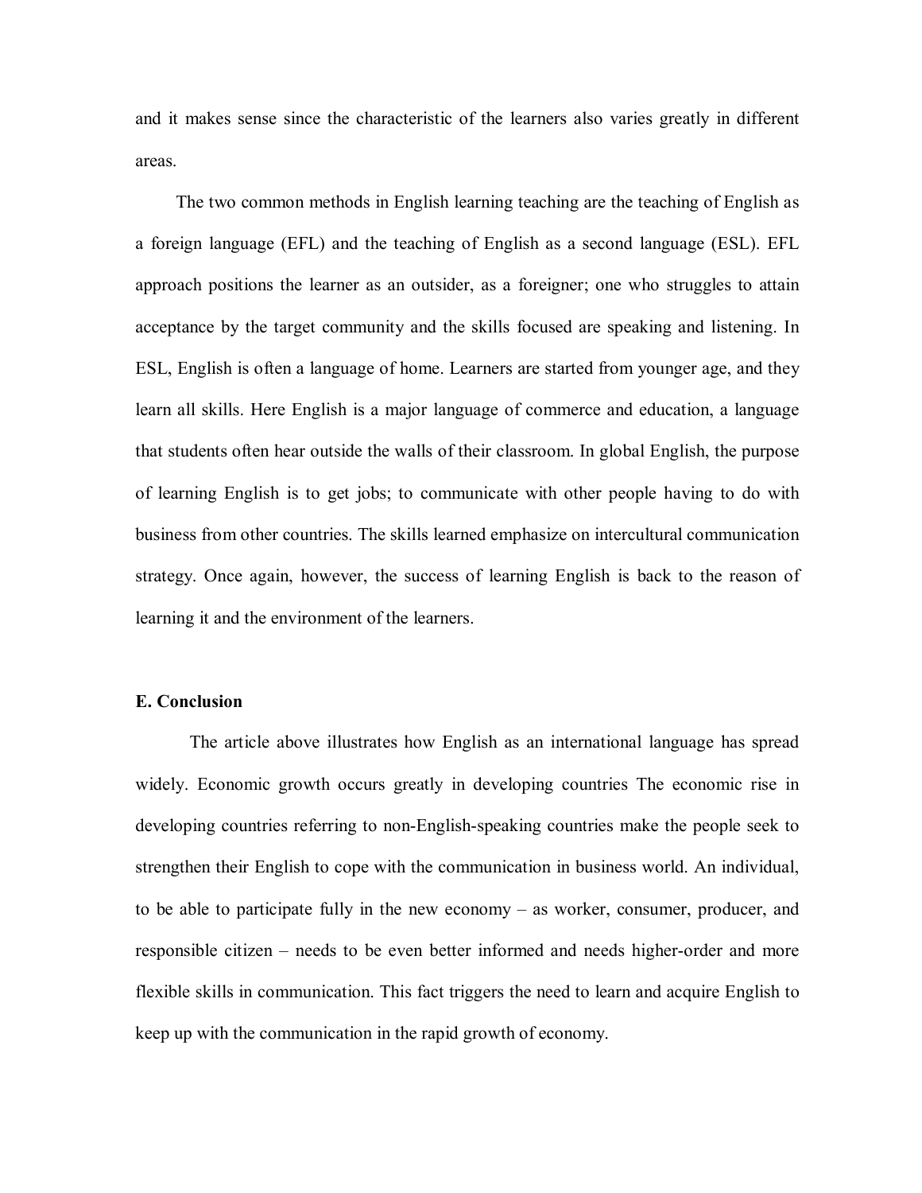and it makes sense since the characteristic of the learners also varies greatly in different areas.

The two common methods in English learning teaching are the teaching of English as a foreign language (EFL) and the teaching of English as a second language (ESL). EFL approach positions the learner as an outsider, as a foreigner; one who struggles to attain acceptance by the target community and the skills focused are speaking and listening. In ESL, English is often a language of home. Learners are started from younger age, and they learn all skills. Here English is a major language of commerce and education, a language that students often hear outside the walls of their classroom. In global English, the purpose of learning English is to get jobs; to communicate with other people having to do with business from other countries. The skills learned emphasize on intercultural communication strategy. Once again, however, the success of learning English is back to the reason of learning it and the environment of the learners.

### E. Conclusion

The article above illustrates how English as an international language has spread widely. Economic growth occurs greatly in developing countries The economic rise in developing countries referring to non-English-speaking countries make the people seek to strengthen their English to cope with the communication in business world. An individual, to be able to participate fully in the new economy – as worker, consumer, producer, and responsible citizen – needs to be even better informed and needs higher-order and more flexible skills in communication. This fact triggers the need to learn and acquire English to keep up with the communication in the rapid growth of economy.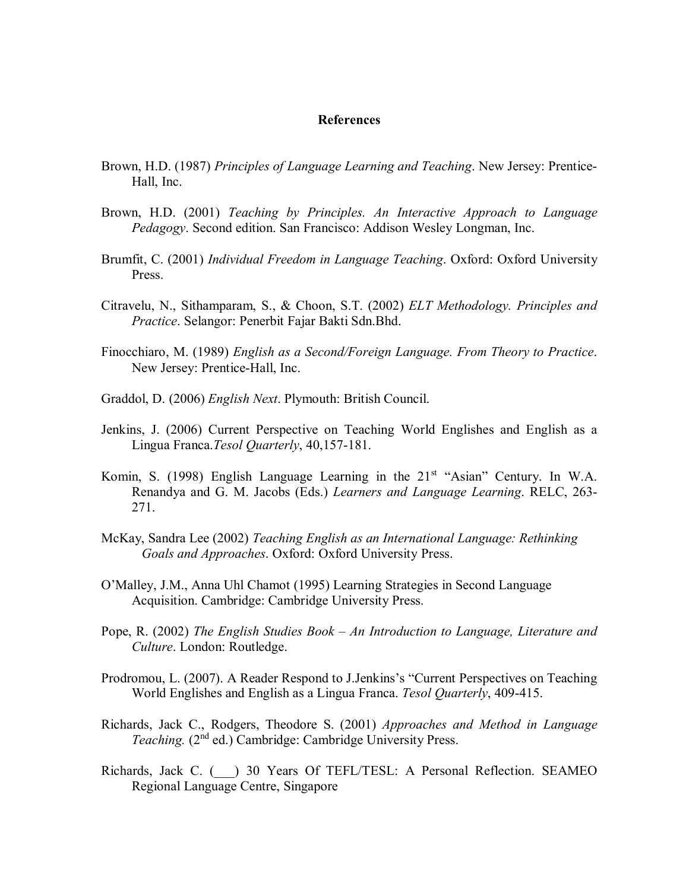**References**

Brown, H.D. (1987) *Principles of Language Learning and Teaching*. New Jersey: Prentice-Hall, Inc.

Brown, H.D. (2001) *Teaching by Principles. An Interactive Approach to Language Pedagogy*. Second edition. San Francisco: Addison Wesley Longman, Inc.

Brumfit, C. (2001) *Individual Freedom in Language Teaching*. Oxford: Oxford University Press.

Citravelu, N., Sithamparam, S., & Choon, S.T. (2002) *ELT Methodology. Principles and Practice*. Selangor: Penerbit Fajar Bakti Sdn.Bhd.

Finocchiaro, M. (1989) *English as a Second/Foreign Language. From Theory to Practice*. New Jersey: Prentice-Hall, Inc.

Graddol, D. (2006) *English Next*. Plymouth: British Council.

Jenkins, J. (2006) Current Perspective on Teaching World Englishes and English as a Lingua Franca.*Tesol Quarterly*, 40,157-181.

Komin, S. (1998) English Language Learning in the 21st "Asian" Century. In W.A. Renandya and G. M. Jacobs (Eds.) *Learners and Language Learning*. RELC, 263-271.

McKay, Sandra Lee (2002) *Teaching English as an International Language: Rethinking Goals and Approaches*. Oxford: Oxford University Press.

O'Malley, J.M., Anna Uhl Chamot (1995) Learning Strategies in Second Language Acquisition. Cambridge: Cambridge University Press.

Pope, R. (2002) *The English Studies Book – An Introduction to Language, Literature and Culture*. London: Routledge.

Prodromou, L. (2007). A Reader Respond to J.Jenkins's "Current Perspectives on Teaching World Englishes and English as a Lingua Franca. *Tesol Quarterly*, 409-415.

Richards, Jack C., Rodgers, Theodore S. (2001) *Approaches and Method in Language Teaching.* (2nd ed.) Cambridge: Cambridge University Press.

Richards, Jack C. (___) 30 Years Of TEFL/TESL: A Personal Reflection. SEAMEO Regional Language Centre, Singapore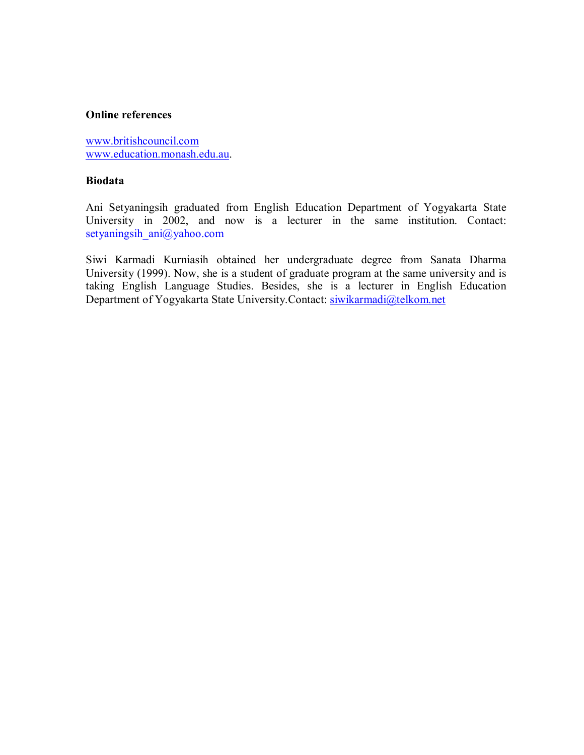**Online references**

www.britishcouncil.com
www.education.monash.edu.au.

**Biodata**

Ani Setyaningsih graduated from English Education Department of Yogyakarta State University in 2002, and now is a lecturer in the same institution. Contact: setyaningsih_ani@yahoo.com

Siwi Karmadi Kurniasih obtained her undergraduate degree from Sanata Dharma University (1999). Now, she is a student of graduate program at the same university and is taking English Language Studies. Besides, she is a lecturer in English Education Department of Yogyakarta State University.Contact: siwikarmadi@telkom.net